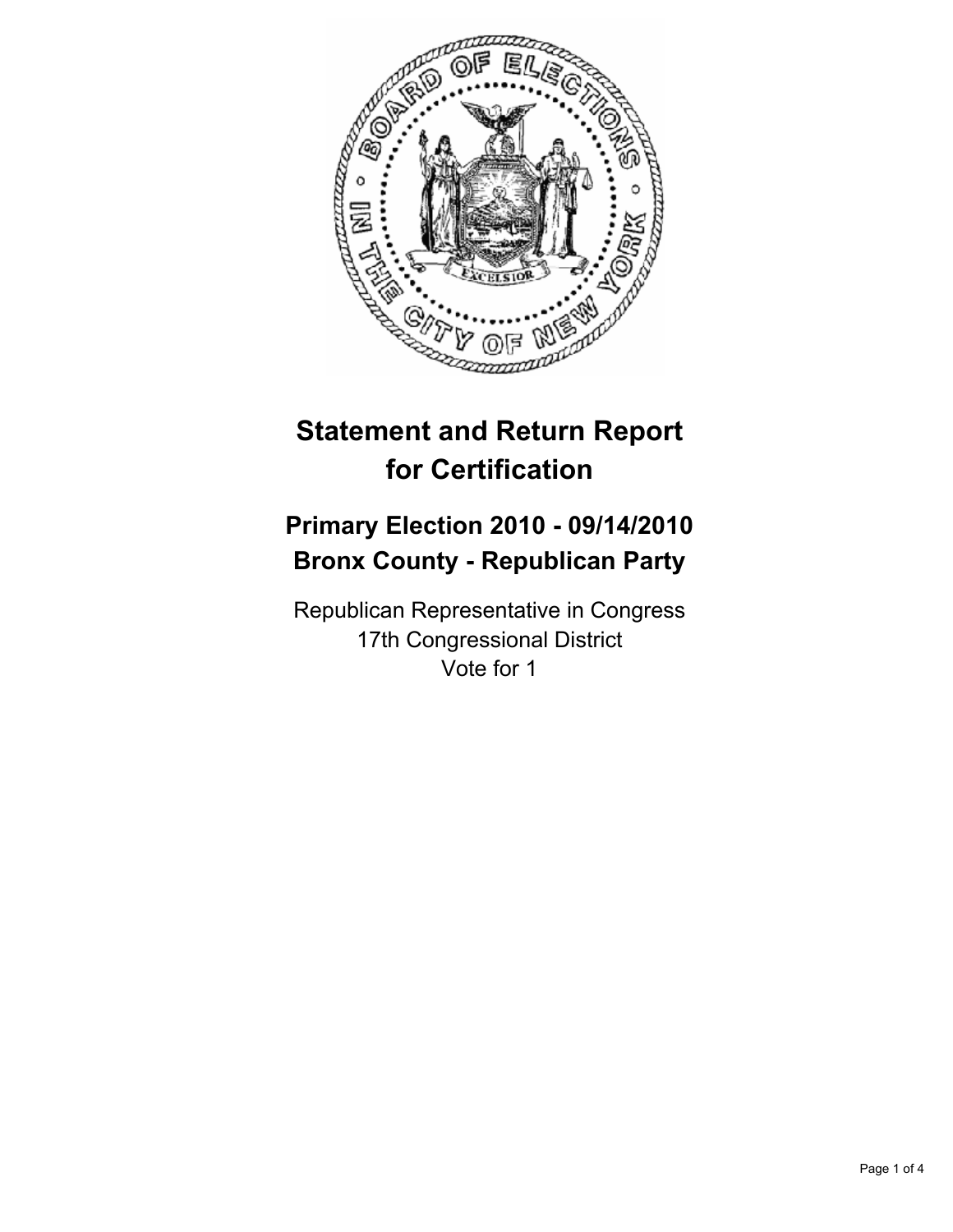# Statement and Return Report for Certification

## Primary Election 2010 - 09/14/2010
## Bronx County - Republican Party

Republican Representative in Congress
17th Congressional District
Vote for 1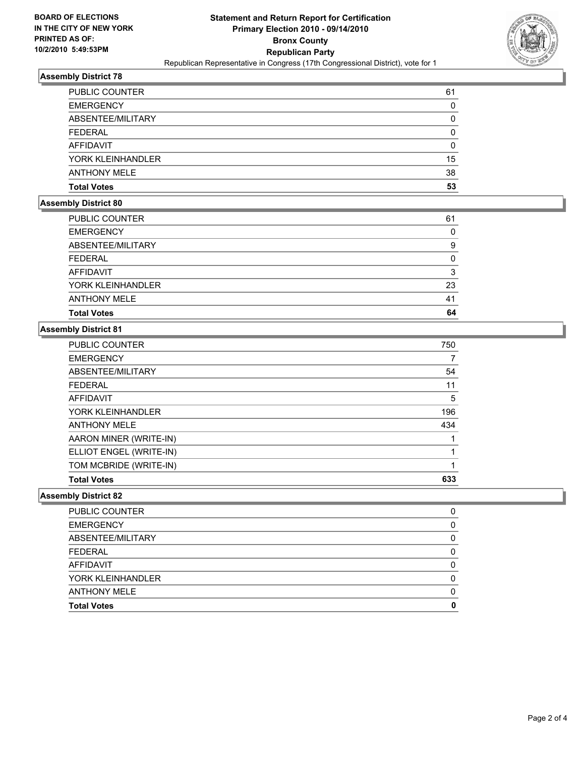**BOARD OF ELECTIONS IN THE CITY OF NEW YORK PRINTED AS OF: 10/2/2010 5:49:53PM**

# Statement and Return Report for Certification
## Primary Election 2010 - 09/14/2010
## Bronx County
## Republican Party
### Republican Representative in Congress (17th Congressional District), vote for 1

### Assembly District 78

| | |
|---|---|
| PUBLIC COUNTER | 61 |
| EMERGENCY | 0 |
| ABSENTEE/MILITARY | 0 |
| FEDERAL | 0 |
| AFFIDAVIT | 0 |
| YORK KLEINHANDLER | 15 |
| ANTHONY MELE | 38 |
| **Total Votes** | **53** |

### Assembly District 80

| | |
|---|---|
| PUBLIC COUNTER | 61 |
| EMERGENCY | 0 |
| ABSENTEE/MILITARY | 9 |
| FEDERAL | 0 |
| AFFIDAVIT | 3 |
| YORK KLEINHANDLER | 23 |
| ANTHONY MELE | 41 |
| **Total Votes** | **64** |

### Assembly District 81

| | |
|---|---|
| PUBLIC COUNTER | 750 |
| EMERGENCY | 7 |
| ABSENTEE/MILITARY | 54 |
| FEDERAL | 11 |
| AFFIDAVIT | 5 |
| YORK KLEINHANDLER | 196 |
| ANTHONY MELE | 434 |
| AARON MINER (WRITE-IN) | 1 |
| ELLIOT ENGEL (WRITE-IN) | 1 |
| TOM MCBRIDE (WRITE-IN) | 1 |
| **Total Votes** | **633** |

### Assembly District 82

| | |
|---|---|
| PUBLIC COUNTER | 0 |
| EMERGENCY | 0 |
| ABSENTEE/MILITARY | 0 |
| FEDERAL | 0 |
| AFFIDAVIT | 0 |
| YORK KLEINHANDLER | 0 |
| ANTHONY MELE | 0 |
| **Total Votes** | **0** |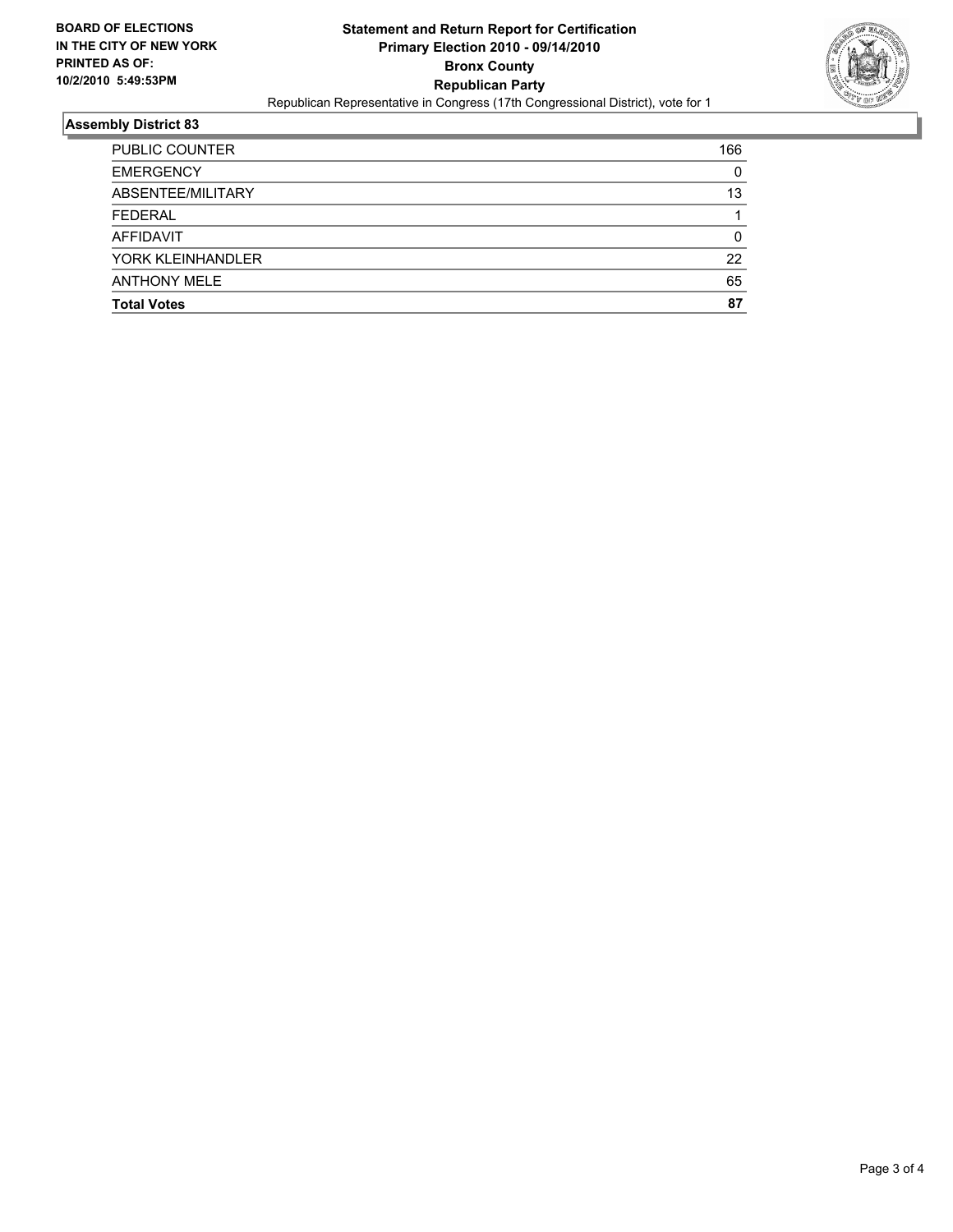**BOARD OF ELECTIONS IN THE CITY OF NEW YORK PRINTED AS OF: 10/2/2010 5:49:53PM**

**Statement and Return Report for Certification**
**Primary Election 2010 - 09/14/2010**
**Bronx County**
**Republican Party**
Republican Representative in Congress (17th Congressional District), vote for 1

## Assembly District 83

| | |
|---|---|
| PUBLIC COUNTER | 166 |
| EMERGENCY | 0 |
| ABSENTEE/MILITARY | 13 |
| FEDERAL | 1 |
| AFFIDAVIT | 0 |
| YORK KLEINHANDLER | 22 |
| ANTHONY MELE | 65 |
| **Total Votes** | **87** |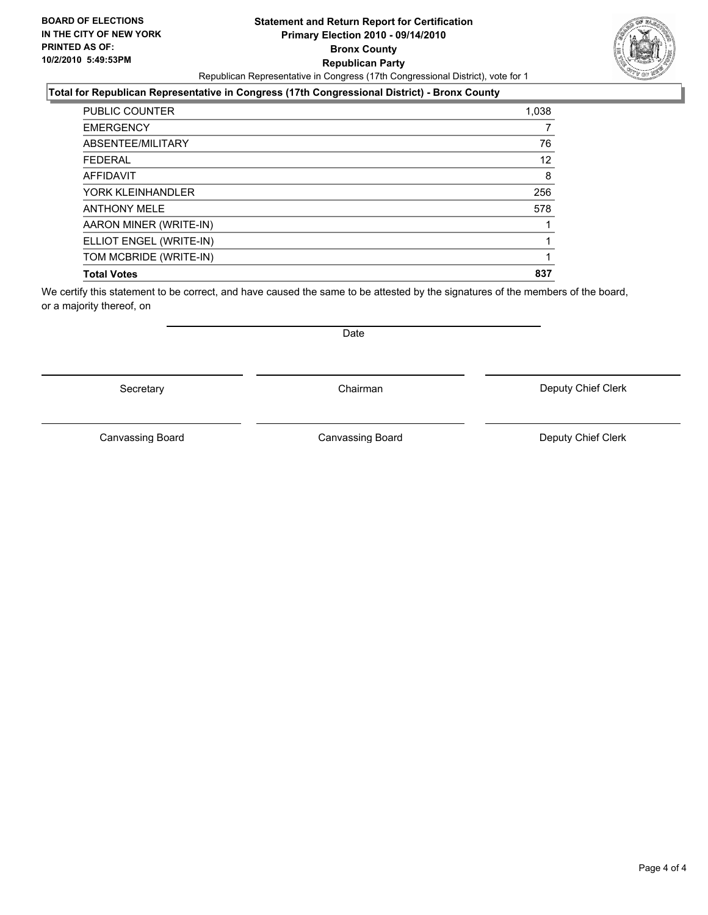**BOARD OF ELECTIONS IN THE CITY OF NEW YORK PRINTED AS OF: 10/2/2010 5:49:53PM**

**Statement and Return Report for Certification**
**Primary Election 2010 - 09/14/2010**
**Bronx County**
**Republican Party**

Republican Representative in Congress (17th Congressional District), vote for 1

**Total for Republican Representative in Congress (17th Congressional District) - Bronx County**

| | |
|---|---|
| PUBLIC COUNTER | 1,038 |
| EMERGENCY | 7 |
| ABSENTEE/MILITARY | 76 |
| FEDERAL | 12 |
| AFFIDAVIT | 8 |
| YORK KLEINHANDLER | 256 |
| ANTHONY MELE | 578 |
| AARON MINER (WRITE-IN) | 1 |
| ELLIOT ENGEL (WRITE-IN) | 1 |
| TOM MCBRIDE (WRITE-IN) | 1 |
| **Total Votes** | **837** |

We certify this statement to be correct, and have caused the same to be attested by the signatures of the members of the board, or a majority thereof, on

Date

Secretary | Chairman | Deputy Chief Clerk

Canvassing Board | Canvassing Board | Deputy Chief Clerk